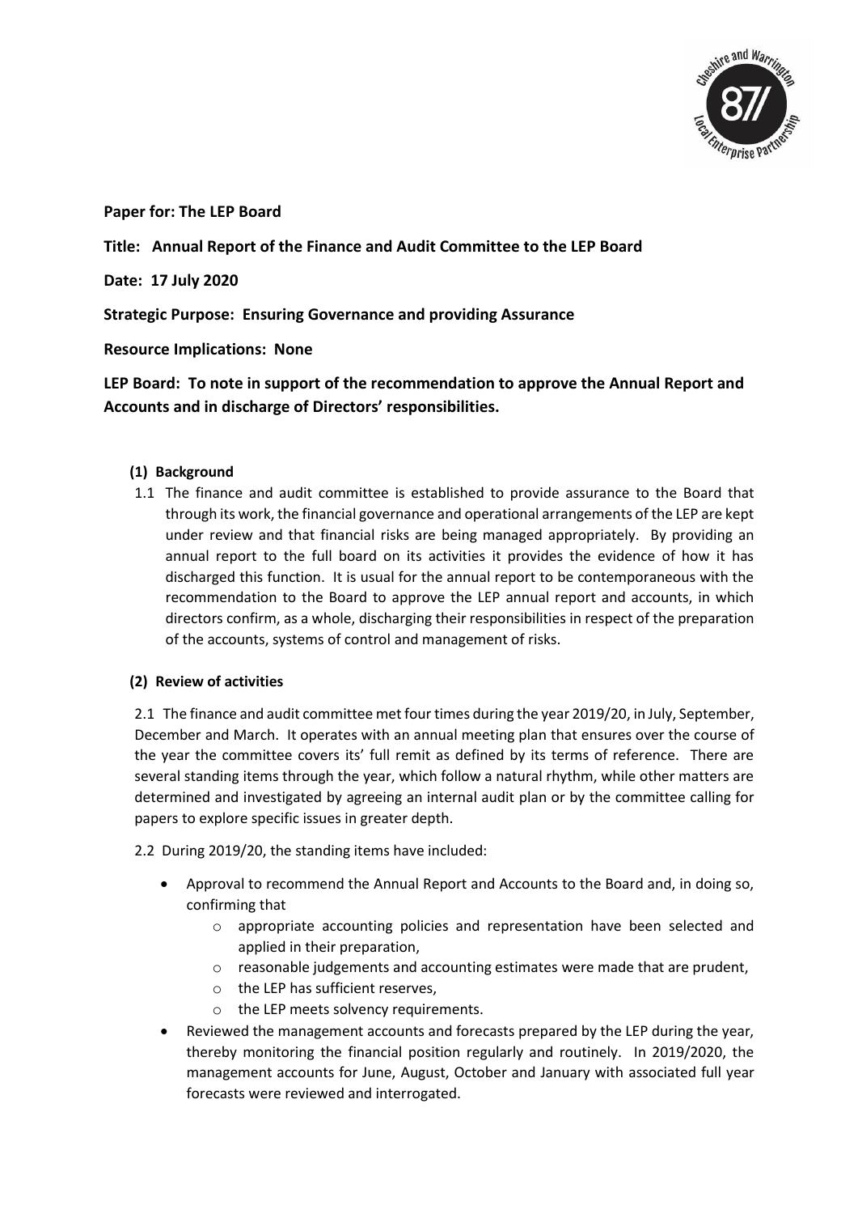**Paper for: The LEP Board**

**Title: Annual Report of the Finance and Audit Committee to the LEP Board**

**Date: 17 July 2020**

**Strategic Purpose: Ensuring Governance and providing Assurance**

**Resource Implications: None**

**LEP Board: To note in support of the recommendation to approve the Annual Report and Accounts and in discharge of Directors' responsibilities.**

**(1) Background**

1.1 The finance and audit committee is established to provide assurance to the Board that through its work, the financial governance and operational arrangements of the LEP are kept under review and that financial risks are being managed appropriately. By providing an annual report to the full board on its activities it provides the evidence of how it has discharged this function. It is usual for the annual report to be contemporaneous with the recommendation to the Board to approve the LEP annual report and accounts, in which directors confirm, as a whole, discharging their responsibilities in respect of the preparation of the accounts, systems of control and management of risks.

**(2) Review of activities**

2.1 The finance and audit committee met four times during the year 2019/20, in July, September, December and March. It operates with an annual meeting plan that ensures over the course of the year the committee covers its' full remit as defined by its terms of reference. There are several standing items through the year, which follow a natural rhythm, while other matters are determined and investigated by agreeing an internal audit plan or by the committee calling for papers to explore specific issues in greater depth.

2.2 During 2019/20, the standing items have included:

- Approval to recommend the Annual Report and Accounts to the Board and, in doing so, confirming that
  - appropriate accounting policies and representation have been selected and applied in their preparation,
  - reasonable judgements and accounting estimates were made that are prudent,
  - the LEP has sufficient reserves,
  - the LEP meets solvency requirements.
- Reviewed the management accounts and forecasts prepared by the LEP during the year, thereby monitoring the financial position regularly and routinely. In 2019/2020, the management accounts for June, August, October and January with associated full year forecasts were reviewed and interrogated.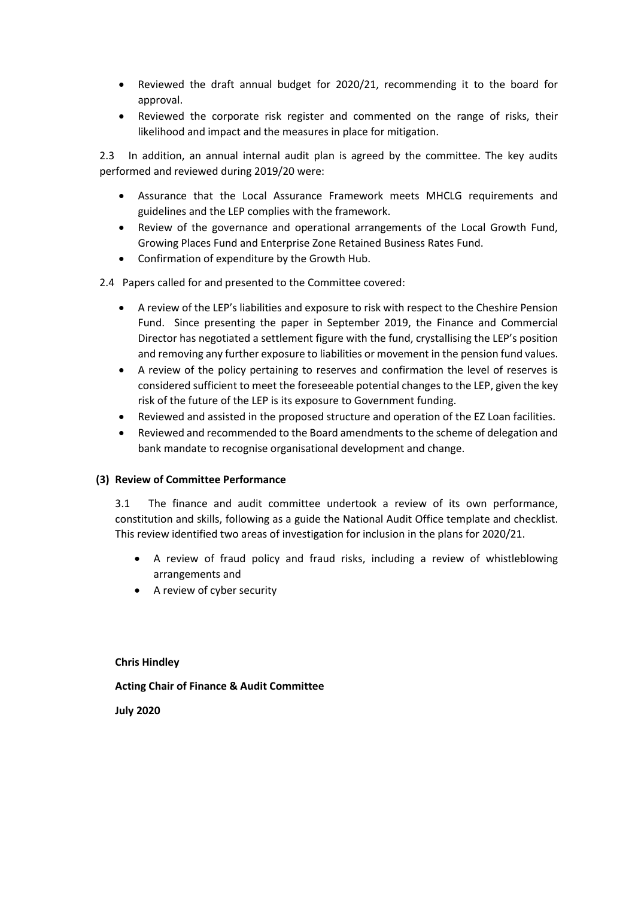- Reviewed the draft annual budget for 2020/21, recommending it to the board for approval.
- Reviewed the corporate risk register and commented on the range of risks, their likelihood and impact and the measures in place for mitigation.

2.3 In addition, an annual internal audit plan is agreed by the committee. The key audits performed and reviewed during 2019/20 were:

- Assurance that the Local Assurance Framework meets MHCLG requirements and guidelines and the LEP complies with the framework.
- Review of the governance and operational arrangements of the Local Growth Fund, Growing Places Fund and Enterprise Zone Retained Business Rates Fund.
- Confirmation of expenditure by the Growth Hub.

2.4 Papers called for and presented to the Committee covered:

- A review of the LEP's liabilities and exposure to risk with respect to the Cheshire Pension Fund. Since presenting the paper in September 2019, the Finance and Commercial Director has negotiated a settlement figure with the fund, crystallising the LEP's position and removing any further exposure to liabilities or movement in the pension fund values.
- A review of the policy pertaining to reserves and confirmation the level of reserves is considered sufficient to meet the foreseeable potential changes to the LEP, given the key risk of the future of the LEP is its exposure to Government funding.
- Reviewed and assisted in the proposed structure and operation of the EZ Loan facilities.
- Reviewed and recommended to the Board amendments to the scheme of delegation and bank mandate to recognise organisational development and change.

### (3) Review of Committee Performance

3.1 The finance and audit committee undertook a review of its own performance, constitution and skills, following as a guide the National Audit Office template and checklist. This review identified two areas of investigation for inclusion in the plans for 2020/21.

- A review of fraud policy and fraud risks, including a review of whistleblowing arrangements and
- A review of cyber security

**Chris Hindley**

**Acting Chair of Finance & Audit Committee**

**July 2020**